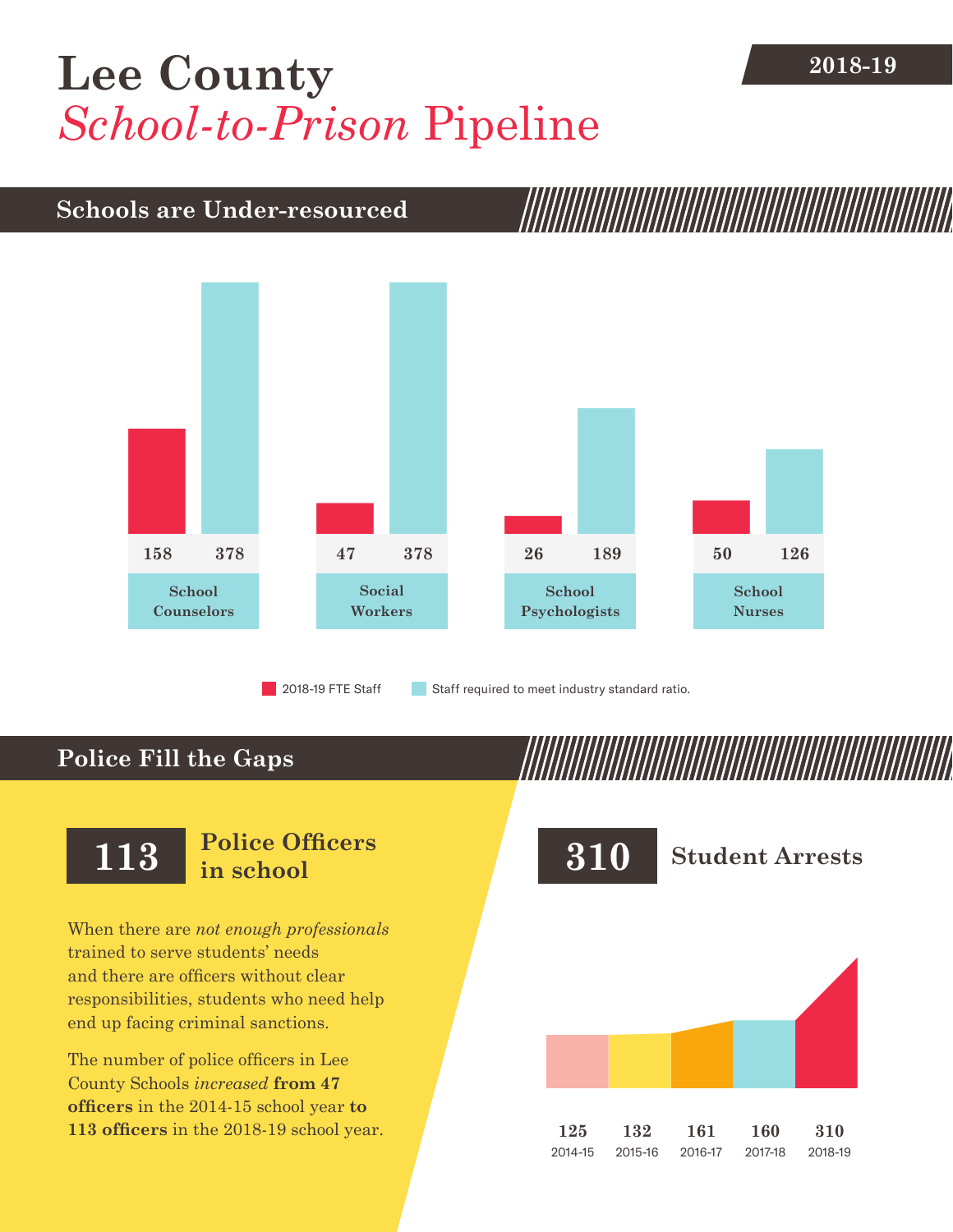# Lee County *School-to-Prison* Pipeline

2018-19

## Schools are Under-resourced

| | 2018-19 FTE Staff | Staff required to meet industry standard ratio. |
|---|---|---|
| School Counselors | 158 | 378 |
| Social Workers | 47 | 378 |
| School Psychologists | 26 | 189 |
| School Nurses | 50 | 126 |

## Police Fill the Gaps

**113** **Police Officers in school**

When there are *not enough professionals* trained to serve students' needs and there are officers without clear responsibilities, students who need help end up facing criminal sanctions.

The number of police officers in Lee County Schools *increased* **from 47 officers** in the 2014-15 school year **to 113 officers** in the 2018-19 school year.

**310** **Student Arrests**

| 2014-15 | 2015-16 | 2016-17 | 2017-18 | 2018-19 |
|---|---|---|---|---|
| 125 | 132 | 161 | 160 | 310 |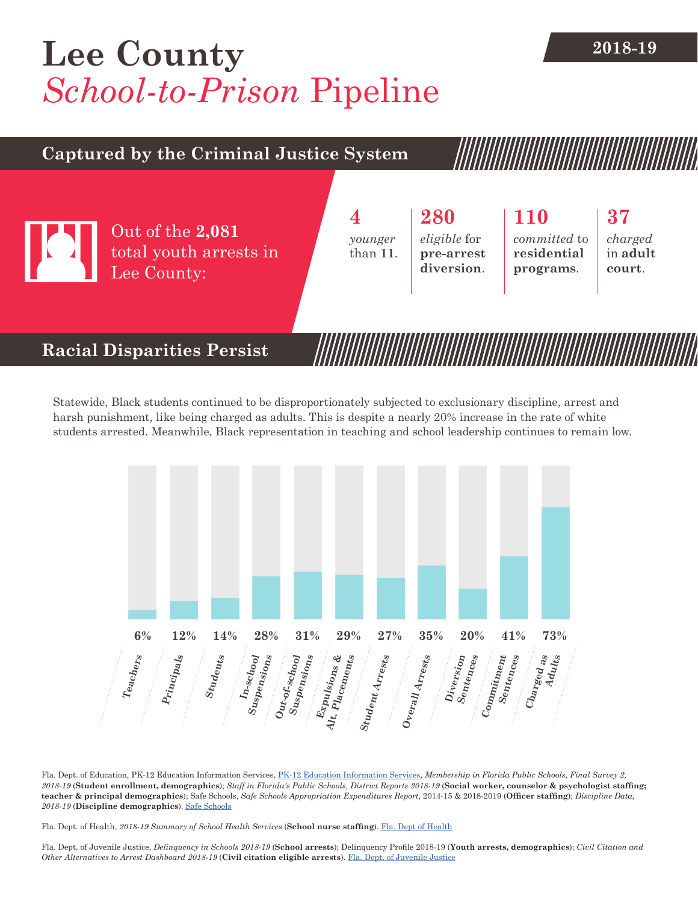# Lee County *School-to-Prison* Pipeline

2018-19

## Captured by the Criminal Justice System

Out of the **2,081** total youth arrests in Lee County:

**4** *younger* than **11**.

**280** *eligible* for **pre-arrest diversion**.

**110** *committed* to **residential programs**.

**37** *charged* in **adult court**.

## Racial Disparities Persist

Statewide, Black students continued to be disproportionately subjected to exclusionary discipline, arrest and harsh punishment, like being charged as adults. This is despite a nearly 20% increase in the rate of white students arrested. Meanwhile, Black representation in teaching and school leadership continues to remain low.

6% Teachers
12% Principals
14% Students
28% In-school Suspensions
31% Out-of-school Suspensions
29% Expulsions & Alt. Placements
27% Student Arrests
35% Overall Arrests
20% Diversion Sentences
41% Commitment Sentences
73% Charged as Adults

Fla. Dept. of Education, PK-12 Education Information Services, PK-12 Education Information Services, *Membership in Florida Public Schools, Final Survey 2, 2018-19* (**Student enrollment, demographics**); *Staff in Florida's Public Schools, District Reports 2018-19* (**Social worker, counselor & psychologist staffing; teacher & principal demographics**); Safe Schools, *Safe Schools Appropriation Expenditures Report*, 2014-15 & 2018-2019 (**Officer staffing**); *Discipline Data, 2018-19* (**Discipline demographics**). Safe Schools

Fla. Dept. of Health, *2018-19 Summary of School Health Services* (**School nurse staffing**). Fla. Dept of Health

Fla. Dept. of Juvenile Justice, *Delinquency in Schools 2018-19* (**School arrests**); Delinquency Profile 2018-19 (**Youth arrests, demographics**); *Civil Citation and Other Alternatives to Arrest Dashboard 2018-19* (**Civil citation eligible arrests**). Fla. Dept. of Juvenile Justice